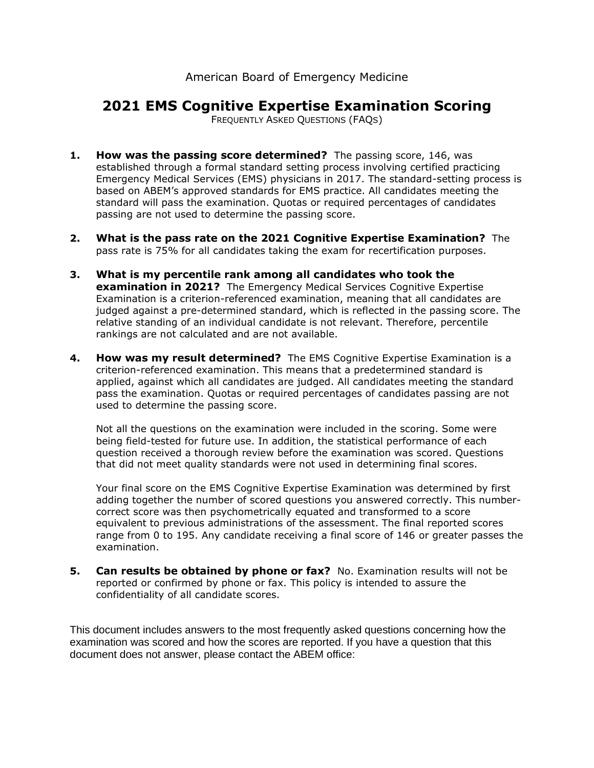American Board of Emergency Medicine

# 2021 EMS Cognitive Expertise Examination Scoring

FREQUENTLY ASKED QUESTIONS (FAQS)

1. **How was the passing score determined?** The passing score, 146, was established through a formal standard setting process involving certified practicing Emergency Medical Services (EMS) physicians in 2017. The standard-setting process is based on ABEM's approved standards for EMS practice. All candidates meeting the standard will pass the examination. Quotas or required percentages of candidates passing are not used to determine the passing score.

2. **What is the pass rate on the 2021 Cognitive Expertise Examination?** The pass rate is 75% for all candidates taking the exam for recertification purposes.

3. **What is my percentile rank among all candidates who took the examination in 2021?** The Emergency Medical Services Cognitive Expertise Examination is a criterion-referenced examination, meaning that all candidates are judged against a pre-determined standard, which is reflected in the passing score. The relative standing of an individual candidate is not relevant. Therefore, percentile rankings are not calculated and are not available.

4. **How was my result determined?** The EMS Cognitive Expertise Examination is a criterion-referenced examination. This means that a predetermined standard is applied, against which all candidates are judged. All candidates meeting the standard pass the examination. Quotas or required percentages of candidates passing are not used to determine the passing score.

   Not all the questions on the examination were included in the scoring. Some were being field-tested for future use. In addition, the statistical performance of each question received a thorough review before the examination was scored. Questions that did not meet quality standards were not used in determining final scores.

   Your final score on the EMS Cognitive Expertise Examination was determined by first adding together the number of scored questions you answered correctly. This number-correct score was then psychometrically equated and transformed to a score equivalent to previous administrations of the assessment. The final reported scores range from 0 to 195. Any candidate receiving a final score of 146 or greater passes the examination.

5. **Can results be obtained by phone or fax?** No. Examination results will not be reported or confirmed by phone or fax. This policy is intended to assure the confidentiality of all candidate scores.

This document includes answers to the most frequently asked questions concerning how the examination was scored and how the scores are reported. If you have a question that this document does not answer, please contact the ABEM office: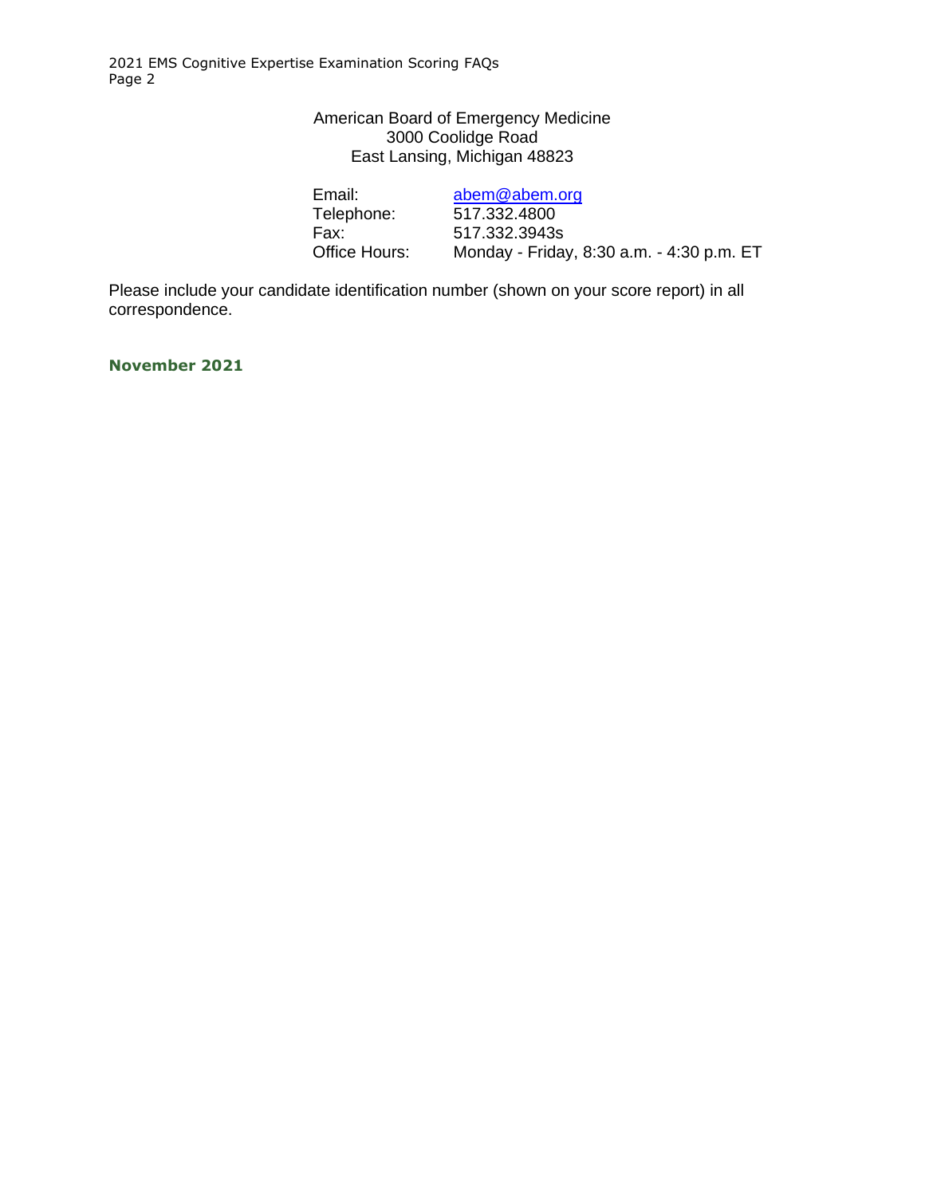American Board of Emergency Medicine
3000 Coolidge Road
East Lansing, Michigan 48823

| | |
|---|---|
| Email: | abem@abem.org |
| Telephone: | 517.332.4800 |
| Fax: | 517.332.3943s |
| Office Hours: | Monday - Friday, 8:30 a.m. - 4:30 p.m. ET |

Please include your candidate identification number (shown on your score report) in all correspondence.

**November 2021**